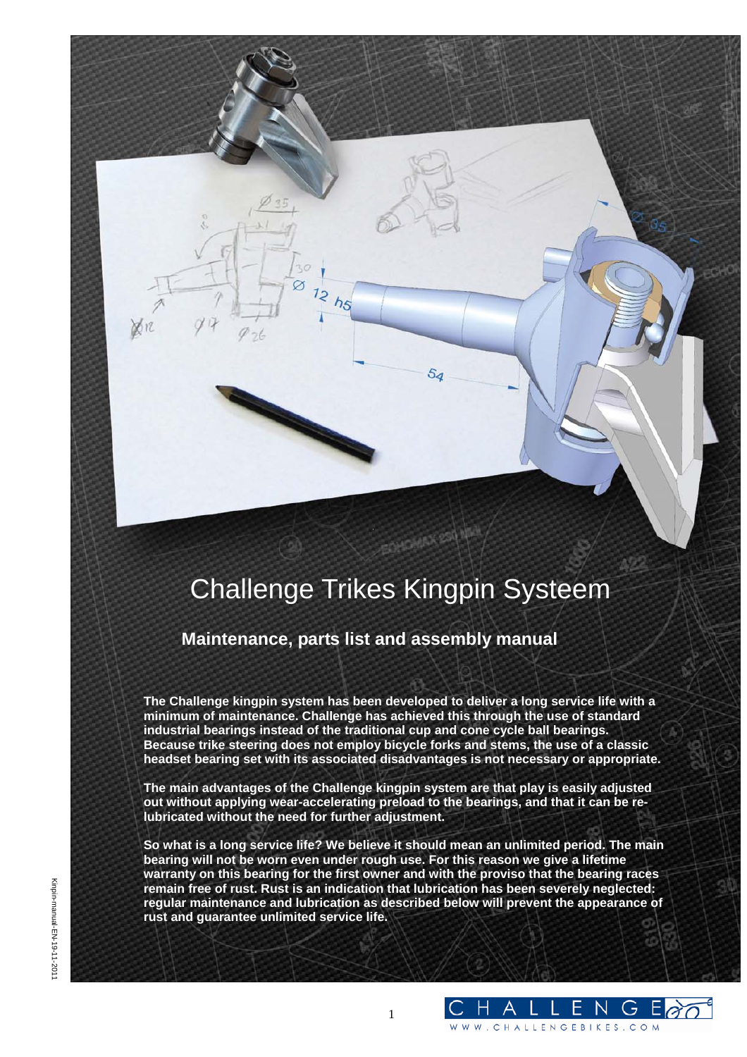# Challenge Trikes Kingpin Systeem

## Maintenance, parts list and assembly manual

**The Challenge kingpin system has been developed to deliver a long service life with a minimum of maintenance. Challenge has achieved this through the use of standard industrial bearings instead of the traditional cup and cone cycle ball bearings. Because trike steering does not employ bicycle forks and stems, the use of a classic headset bearing set with its associated disadvantages is not necessary or appropriate.**

**The main advantages of the Challenge kingpin system are that play is easily adjusted out without applying wear-accelerating preload to the bearings, and that it can be re-lubricated without the need for further adjustment.**

**So what is a long service life? We believe it should mean an unlimited period. The main bearing will not be worn even under rough use. For this reason we give a lifetime warranty on this bearing for the first owner and with the proviso that the bearing races remain free of rust. Rust is an indication that lubrication has been severely neglected: regular maintenance and lubrication as described below will prevent the appearance of rust and guarantee unlimited service life.**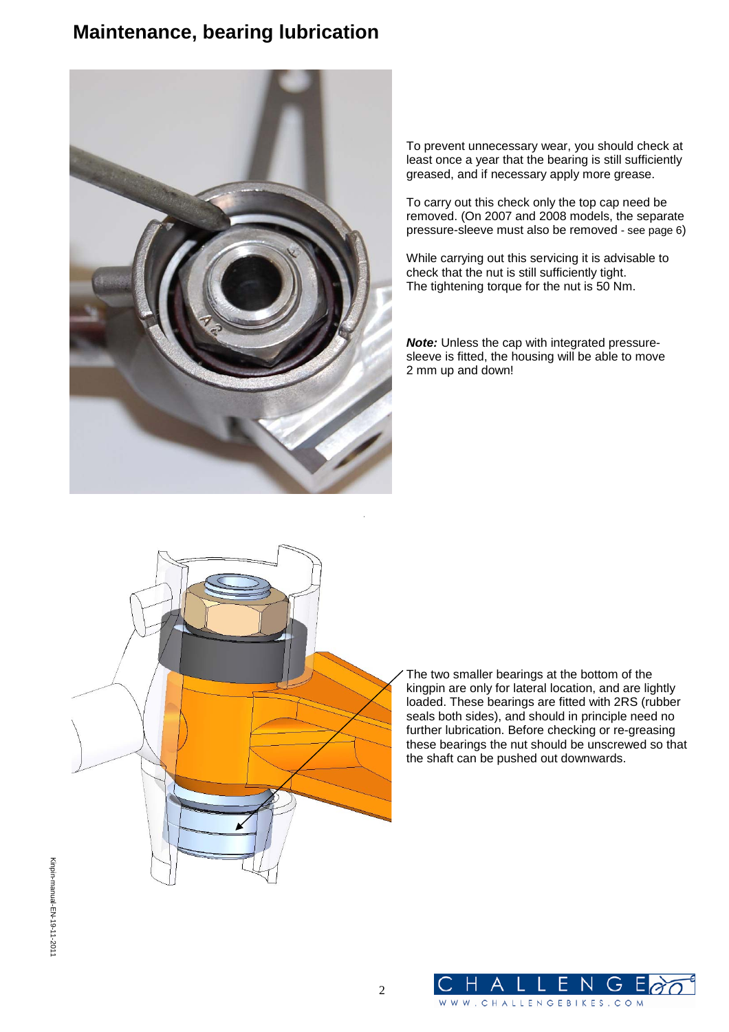# Maintenance, bearing lubrication

To prevent unnecessary wear, you should check at least once a year that the bearing is still sufficiently greased, and if necessary apply more grease.

To carry out this check only the top cap need be removed. (On 2007 and 2008 models, the separate pressure-sleeve must also be removed - see page 6)

While carrying out this servicing it is advisable to check that the nut is still sufficiently tight.
The tightening torque for the nut is 50 Nm.

***Note:*** Unless the cap with integrated pressure-sleeve is fitted, the housing will be able to move 2 mm up and down!

The two smaller bearings at the bottom of the kingpin are only for lateral location, and are lightly loaded. These bearings are fitted with 2RS (rubber seals both sides), and should in principle need no further lubrication. Before checking or re-greasing these bearings the nut should be unscrewed so that the shaft can be pushed out downwards.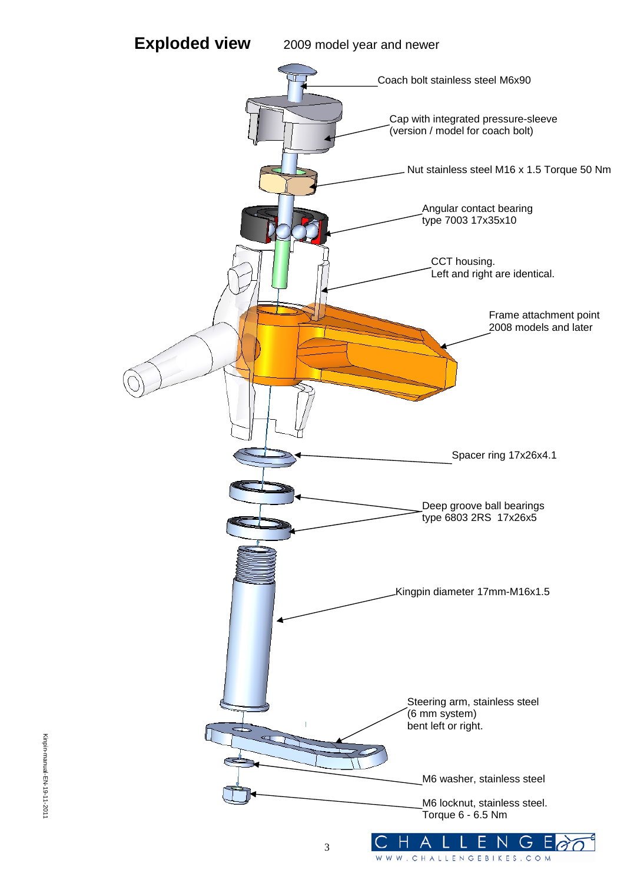# Exploded view

2009 model year and newer

Coach bolt stainless steel M6x90

Cap with integrated pressure-sleeve (version / model for coach bolt)

Nut stainless steel M16 x 1.5 Torque 50 Nm

Angular contact bearing type 7003 17x35x10

CCT housing. Left and right are identical.

Frame attachment point 2008 models and later

Spacer ring 17x26x4.1

Deep groove ball bearings type 6803 2RS 17x26x5

Kingpin diameter 17mm-M16x1.5

Steering arm, stainless steel (6 mm system) bent left or right.

M6 washer, stainless steel

M6 locknut, stainless steel. Torque 6 - 6.5 Nm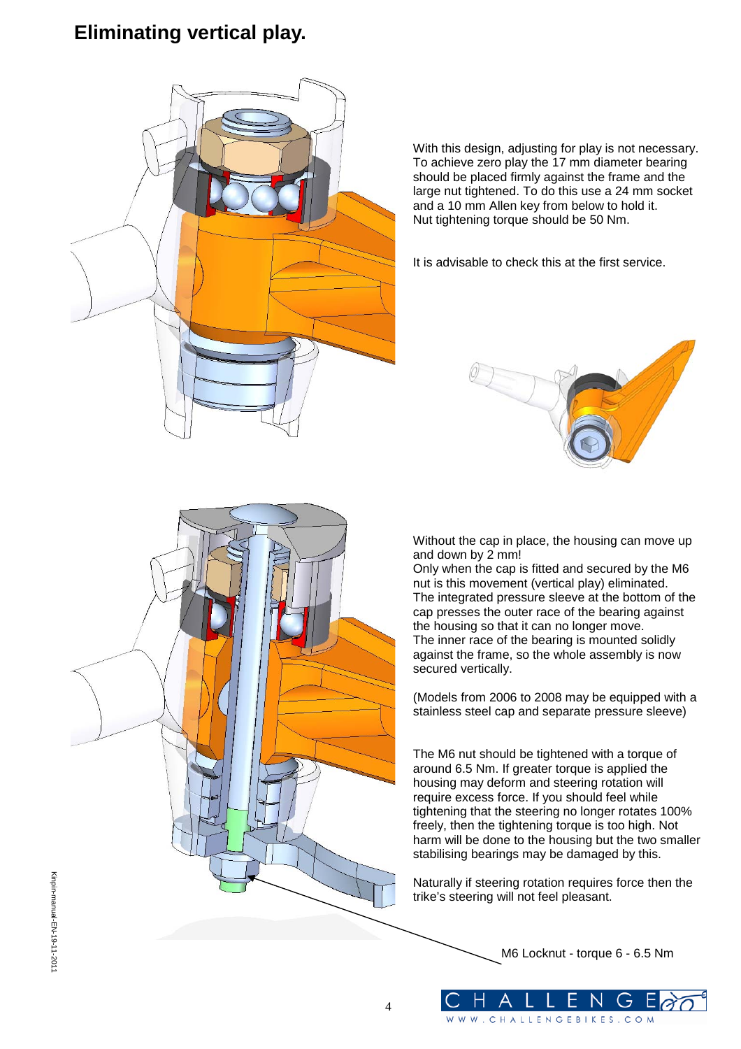# Eliminating vertical play.

With this design, adjusting for play is not necessary. To achieve zero play the 17 mm diameter bearing should be placed firmly against the frame and the large nut tightened. To do this use a 24 mm socket and a 10 mm Allen key from below to hold it. Nut tightening torque should be 50 Nm.

It is advisable to check this at the first service.

Without the cap in place, the housing can move up and down by 2 mm!
Only when the cap is fitted and secured by the M6 nut is this movement (vertical play) eliminated.
The integrated pressure sleeve at the bottom of the cap presses the outer race of the bearing against the housing so that it can no longer move.
The inner race of the bearing is mounted solidly against the frame, so the whole assembly is now secured vertically.

(Models from 2006 to 2008 may be equipped with a stainless steel cap and separate pressure sleeve)

The M6 nut should be tightened with a torque of around 6.5 Nm. If greater torque is applied the housing may deform and steering rotation will require excess force. If you should feel while tightening that the steering no longer rotates 100% freely, then the tightening torque is too high. Not harm will be done to the housing but the two smaller stabilising bearings may be damaged by this.

Naturally if steering rotation requires force then the trike's steering will not feel pleasant.

M6 Locknut - torque 6 - 6.5 Nm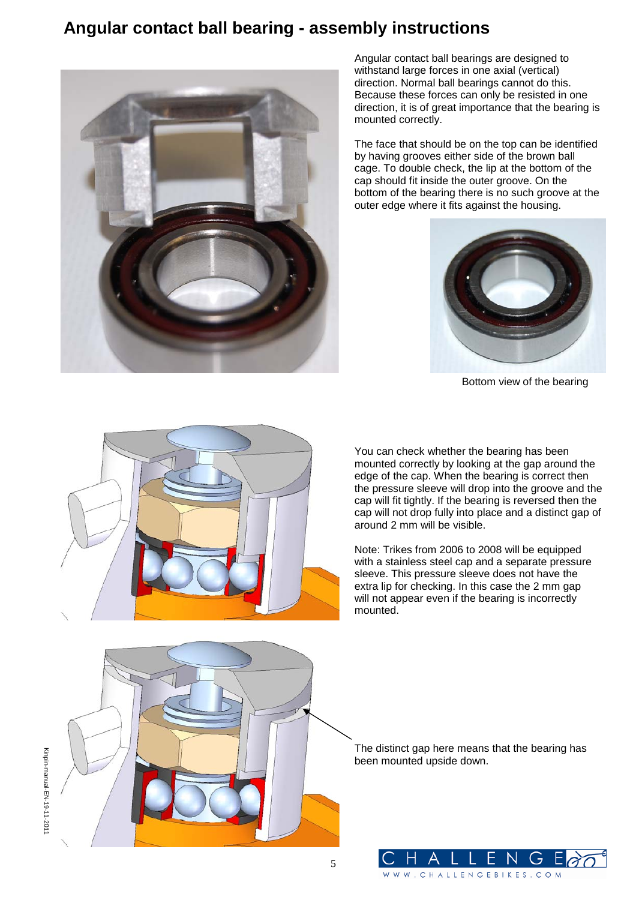# Angular contact ball bearing - assembly instructions

Angular contact ball bearings are designed to withstand large forces in one axial (vertical) direction. Normal ball bearings cannot do this. Because these forces can only be resisted in one direction, it is of great importance that the bearing is mounted correctly.

The face that should be on the top can be identified by having grooves either side of the brown ball cage. To double check, the lip at the bottom of the cap should fit inside the outer groove. On the bottom of the bearing there is no such groove at the outer edge where it fits against the housing.

Bottom view of the bearing

You can check whether the bearing has been mounted correctly by looking at the gap around the edge of the cap. When the bearing is correct then the pressure sleeve will drop into the groove and the cap will fit tightly. If the bearing is reversed then the cap will not drop fully into place and a distinct gap of around 2 mm will be visible.

Note: Trikes from 2006 to 2008 will be equipped with a stainless steel cap and a separate pressure sleeve. This pressure sleeve does not have the extra lip for checking. In this case the 2 mm gap will not appear even if the bearing is incorrectly mounted.

The distinct gap here means that the bearing has been mounted upside down.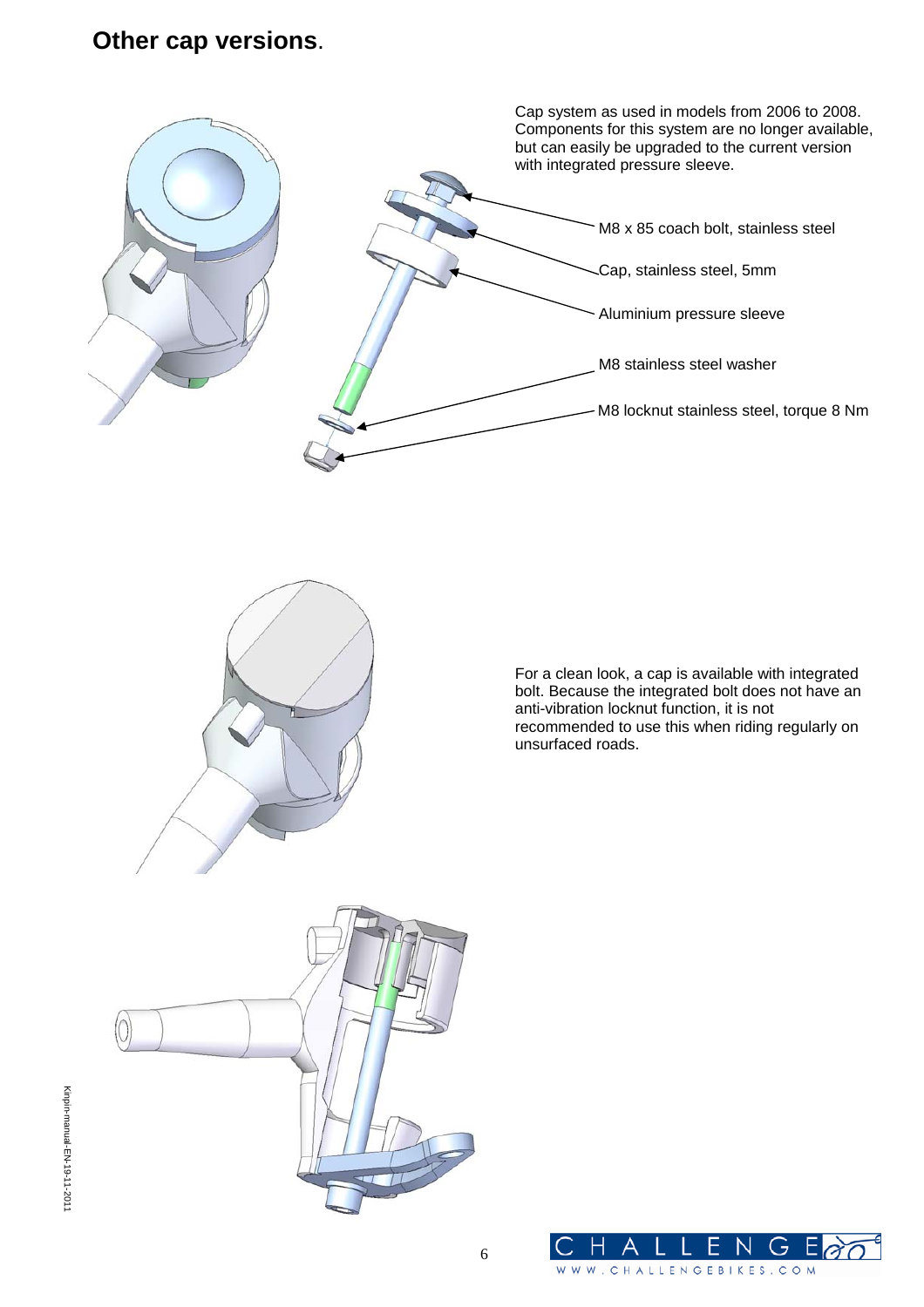## Other cap versions.

Cap system as used in models from 2006 to 2008. Components for this system are no longer available, but can easily be upgraded to the current version with integrated pressure sleeve.

- M8 x 85 coach bolt, stainless steel
- Cap, stainless steel, 5mm
- Aluminium pressure sleeve
- M8 stainless steel washer
- M8 locknut stainless steel, torque 8 Nm

For a clean look, a cap is available with integrated bolt. Because the integrated bolt does not have an anti-vibration locknut function, it is not recommended to use this when riding regularly on unsurfaced roads.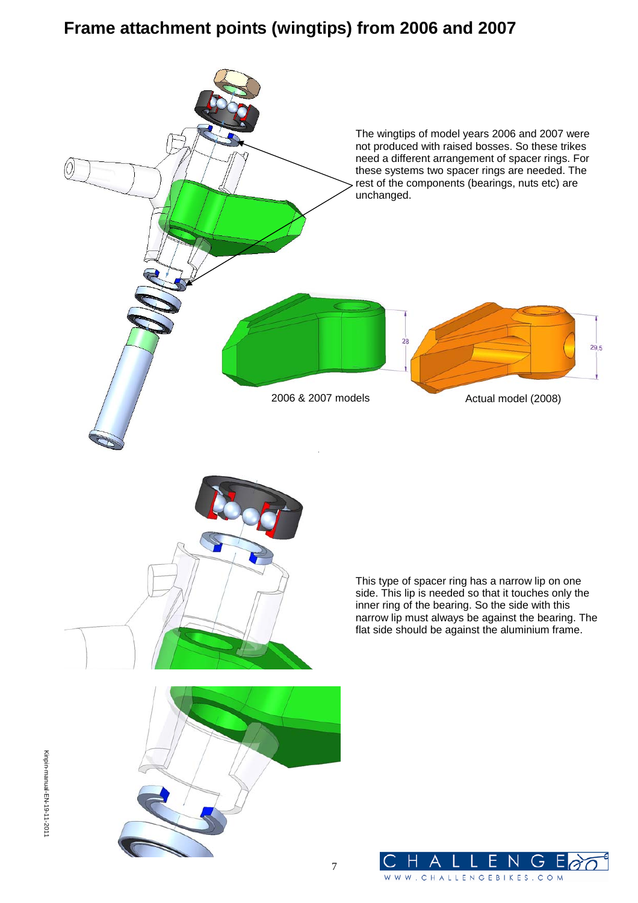# Frame attachment points (wingtips) from 2006 and 2007

The wingtips of model years 2006 and 2007 were not produced with raised bosses. So these trikes need a different arrangement of spacer rings. For these systems two spacer rings are needed. The rest of the components (bearings, nuts etc) are unchanged.

28

29,5

2006 & 2007 models

Actual model (2008)

This type of spacer ring has a narrow lip on one side. This lip is needed so that it touches only the inner ring of the bearing. So the side with this narrow lip must always be against the bearing. The flat side should be against the aluminium frame.